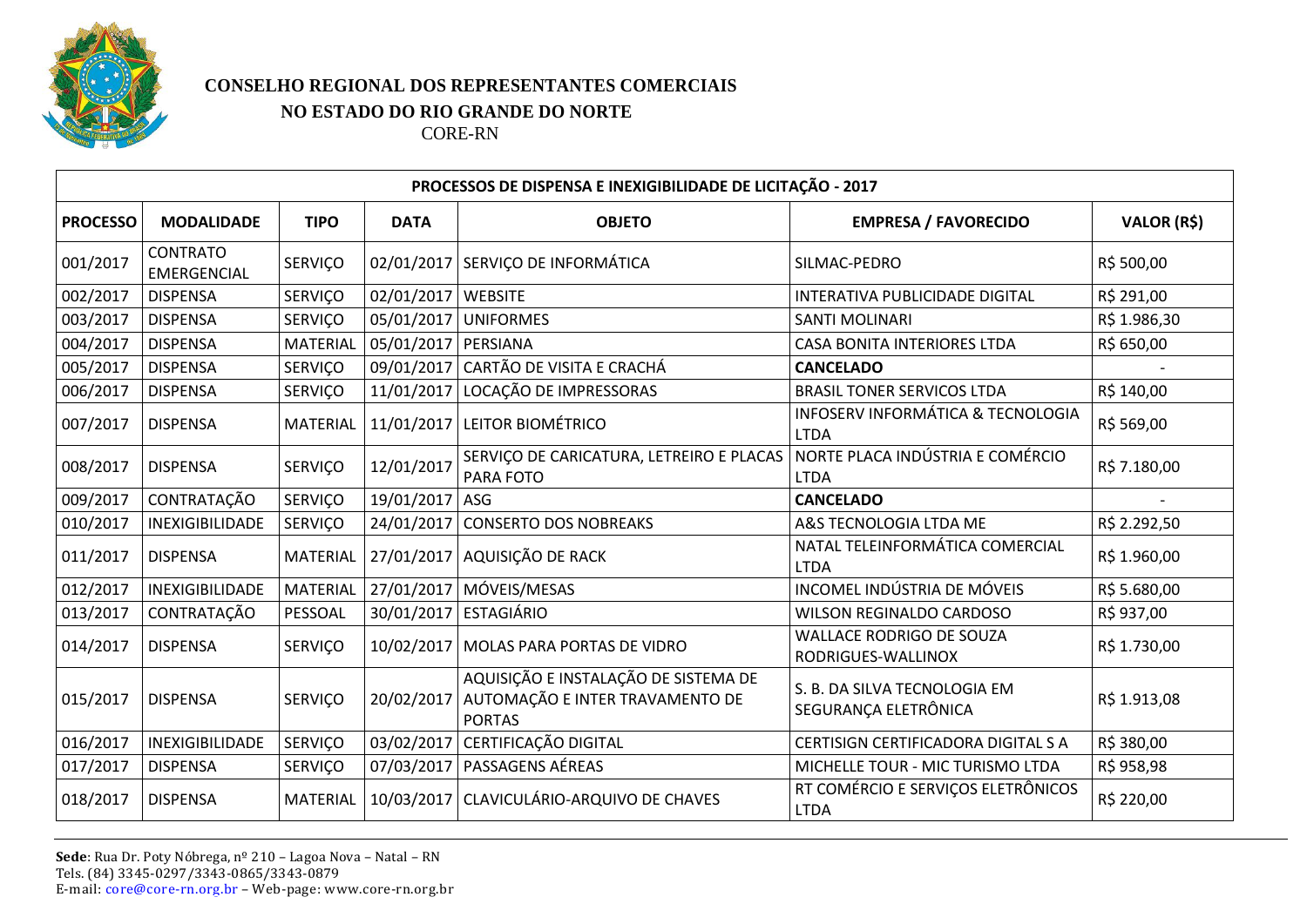# CONSELHO REGIONAL DOS REPRESENTANTES COMERCIAIS
## NO ESTADO DO RIO GRANDE DO NORTE
CORE-RN

| PROCESSOS DE DISPENSA E INEXIGIBILIDADE DE LICITAÇÃO - 2017 | | | | | | |
|---|---|---|---|---|---|---|
| **PROCESSO** | **MODALIDADE** | **TIPO** | **DATA** | **OBJETO** | **EMPRESA / FAVORECIDO** | **VALOR (R$)** |
| 001/2017 | CONTRATO EMERGENCIAL | SERVIÇO | 02/01/2017 | SERVIÇO DE INFORMÁTICA | SILMAC-PEDRO | R$ 500,00 |
| 002/2017 | DISPENSA | SERVIÇO | 02/01/2017 | WEBSITE | INTERATIVA PUBLICIDADE DIGITAL | R$ 291,00 |
| 003/2017 | DISPENSA | SERVIÇO | 05/01/2017 | UNIFORMES | SANTI MOLINARI | R$ 1.986,30 |
| 004/2017 | DISPENSA | MATERIAL | 05/01/2017 | PERSIANA | CASA BONITA INTERIORES LTDA | R$ 650,00 |
| 005/2017 | DISPENSA | SERVIÇO | 09/01/2017 | CARTÃO DE VISITA E CRACHÁ | **CANCELADO** | - |
| 006/2017 | DISPENSA | SERVIÇO | 11/01/2017 | LOCAÇÃO DE IMPRESSORAS | BRASIL TONER SERVICOS LTDA | R$ 140,00 |
| 007/2017 | DISPENSA | MATERIAL | 11/01/2017 | LEITOR BIOMÉTRICO | INFOSERV INFORMÁTICA & TECNOLOGIA LTDA | R$ 569,00 |
| 008/2017 | DISPENSA | SERVIÇO | 12/01/2017 | SERVIÇO DE CARICATURA, LETREIRO E PLACAS PARA FOTO | NORTE PLACA INDÚSTRIA E COMÉRCIO LTDA | R$ 7.180,00 |
| 009/2017 | CONTRATAÇÃO | SERVIÇO | 19/01/2017 | ASG | **CANCELADO** | - |
| 010/2017 | INEXIGIBILIDADE | SERVIÇO | 24/01/2017 | CONSERTO DOS NOBREAKS | A&S TECNOLOGIA LTDA ME | R$ 2.292,50 |
| 011/2017 | DISPENSA | MATERIAL | 27/01/2017 | AQUISIÇÃO DE RACK | NATAL TELEINFORMÁTICA COMERCIAL LTDA | R$ 1.960,00 |
| 012/2017 | INEXIGIBILIDADE | MATERIAL | 27/01/2017 | MÓVEIS/MESAS | INCOMEL INDÚSTRIA DE MÓVEIS | R$ 5.680,00 |
| 013/2017 | CONTRATAÇÃO | PESSOAL | 30/01/2017 | ESTAGIÁRIO | WILSON REGINALDO CARDOSO | R$ 937,00 |
| 014/2017 | DISPENSA | SERVIÇO | 10/02/2017 | MOLAS PARA PORTAS DE VIDRO | WALLACE RODRIGO DE SOUZA RODRIGUES-WALLINOX | R$ 1.730,00 |
| 015/2017 | DISPENSA | SERVIÇO | 20/02/2017 | AQUISIÇÃO E INSTALAÇÃO DE SISTEMA DE AUTOMAÇÃO E INTER TRAVAMENTO DE PORTAS | S. B. DA SILVA TECNOLOGIA EM SEGURANÇA ELETRÔNICA | R$ 1.913,08 |
| 016/2017 | INEXIGIBILIDADE | SERVIÇO | 03/02/2017 | CERTIFICAÇÃO DIGITAL | CERTISIGN CERTIFICADORA DIGITAL S A | R$ 380,00 |
| 017/2017 | DISPENSA | SERVIÇO | 07/03/2017 | PASSAGENS AÉREAS | MICHELLE TOUR - MIC TURISMO LTDA | R$ 958,98 |
| 018/2017 | DISPENSA | MATERIAL | 10/03/2017 | CLAVICULÁRIO-ARQUIVO DE CHAVES | RT COMÉRCIO E SERVIÇOS ELETRÔNICOS LTDA | R$ 220,00 |

**Sede**: Rua Dr. Poty Nóbrega, nº 210 – Lagoa Nova – Natal – RN
Tels. (84) 3345-0297/3343-0865/3343-0879
E-mail: core@core-rn.org.br – Web-page: www.core-rn.org.br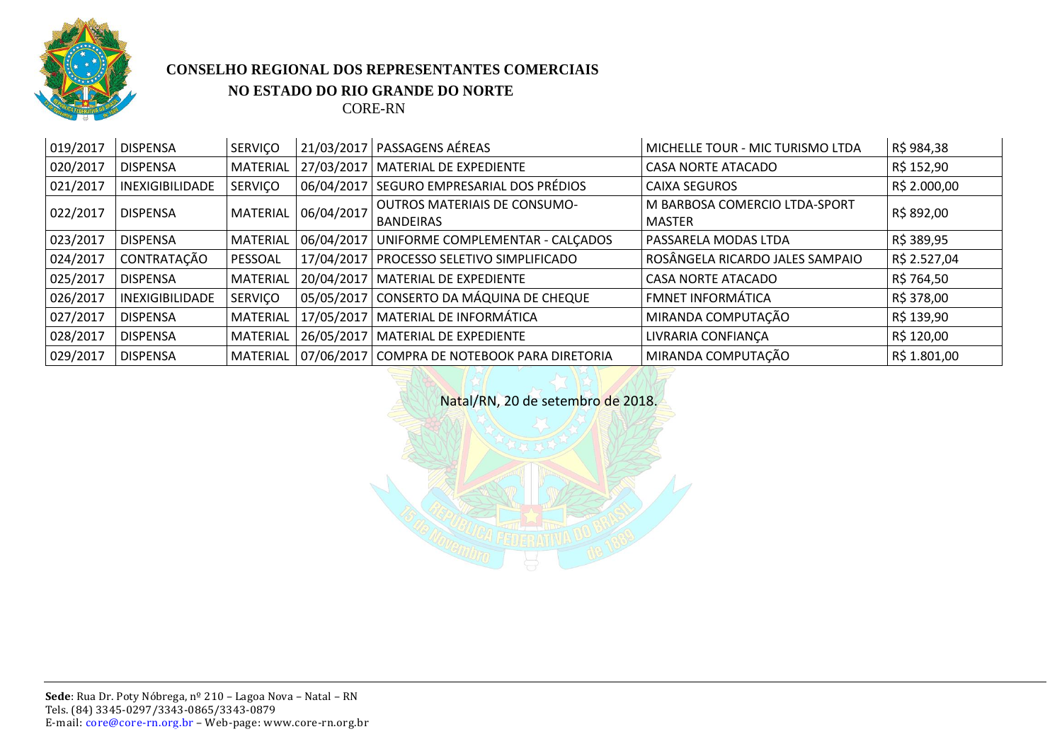**CONSELHO REGIONAL DOS REPRESENTANTES COMERCIAIS**
**NO ESTADO DO RIO GRANDE DO NORTE**
CORE-RN

| | | | | | | |
|---|---|---|---|---|---|---|
| 019/2017 | DISPENSA | SERVIÇO | 21/03/2017 | PASSAGENS AÉREAS | MICHELLE TOUR - MIC TURISMO LTDA | R$ 984,38 |
| 020/2017 | DISPENSA | MATERIAL | 27/03/2017 | MATERIAL DE EXPEDIENTE | CASA NORTE ATACADO | R$ 152,90 |
| 021/2017 | INEXIGIBILIDADE | SERVIÇO | 06/04/2017 | SEGURO EMPRESARIAL DOS PRÉDIOS | CAIXA SEGUROS | R$ 2.000,00 |
| 022/2017 | DISPENSA | MATERIAL | 06/04/2017 | OUTROS MATERIAIS DE CONSUMO-BANDEIRAS | M BARBOSA COMERCIO LTDA-SPORT MASTER | R$ 892,00 |
| 023/2017 | DISPENSA | MATERIAL | 06/04/2017 | UNIFORME COMPLEMENTAR - CALÇADOS | PASSARELA MODAS LTDA | R$ 389,95 |
| 024/2017 | CONTRATAÇÃO | PESSOAL | 17/04/2017 | PROCESSO SELETIVO SIMPLIFICADO | ROSÂNGELA RICARDO JALES SAMPAIO | R$ 2.527,04 |
| 025/2017 | DISPENSA | MATERIAL | 20/04/2017 | MATERIAL DE EXPEDIENTE | CASA NORTE ATACADO | R$ 764,50 |
| 026/2017 | INEXIGIBILIDADE | SERVIÇO | 05/05/2017 | CONSERTO DA MÁQUINA DE CHEQUE | FMNET INFORMÁTICA | R$ 378,00 |
| 027/2017 | DISPENSA | MATERIAL | 17/05/2017 | MATERIAL DE INFORMÁTICA | MIRANDA COMPUTAÇÃO | R$ 139,90 |
| 028/2017 | DISPENSA | MATERIAL | 26/05/2017 | MATERIAL DE EXPEDIENTE | LIVRARIA CONFIANÇA | R$ 120,00 |
| 029/2017 | DISPENSA | MATERIAL | 07/06/2017 | COMPRA DE NOTEBOOK PARA DIRETORIA | MIRANDA COMPUTAÇÃO | R$ 1.801,00 |

Natal/RN, 20 de setembro de 2018.

**Sede**: Rua Dr. Poty Nóbrega, nº 210 – Lagoa Nova – Natal – RN
Tels. (84) 3345-0297/3343-0865/3343-0879
E-mail: core@core-rn.org.br – Web-page: www.core-rn.org.br